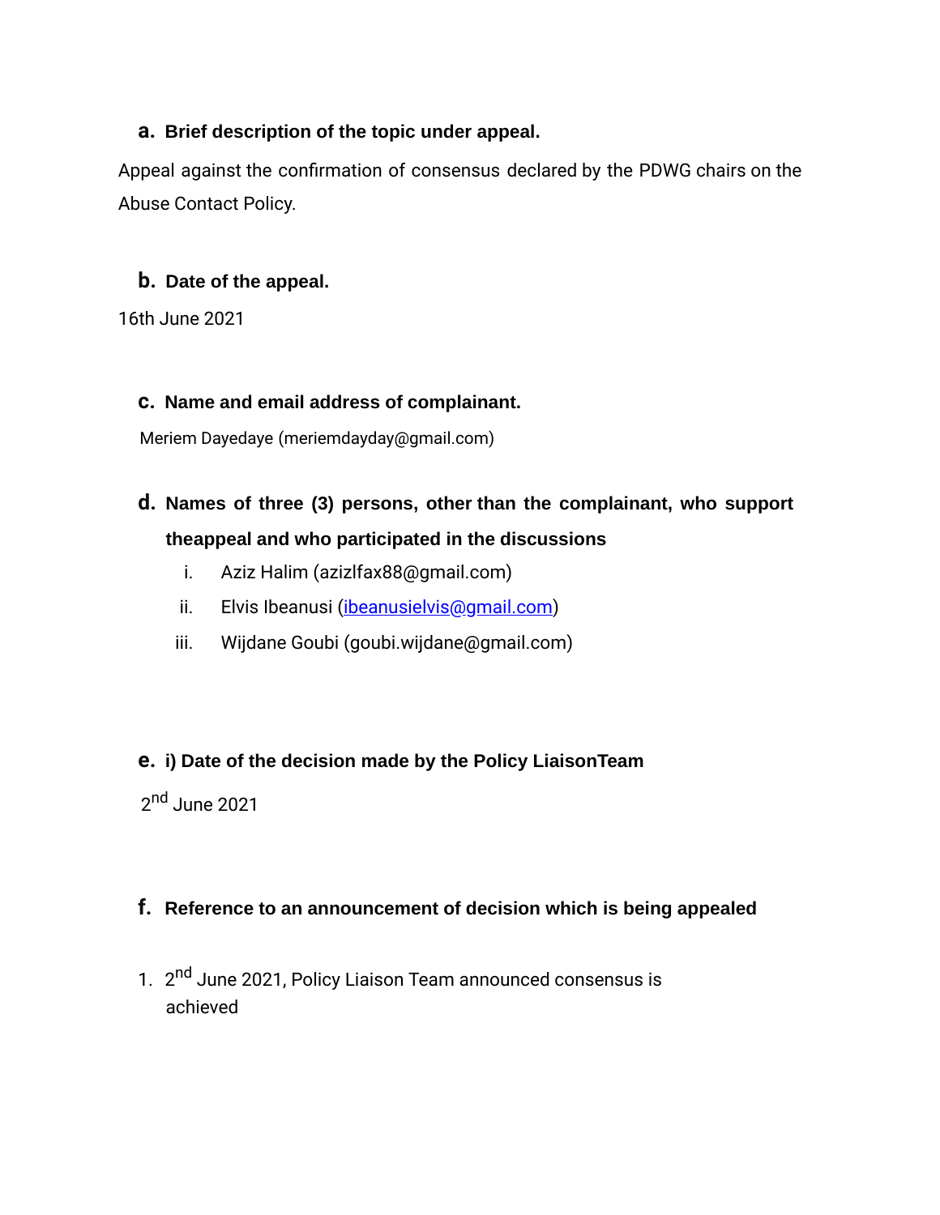**a. Brief description of the topic under appeal.**

Appeal against the confirmation of consensus declared by the PDWG chairs on the Abuse Contact Policy.

**b. Date of the appeal.**

16th June 2021

**c. Name and email address of complainant.**

Meriem Dayedaye (meriemdayday@gmail.com)

**d. Names of three (3) persons, other than the complainant, who support theappeal and who participated in the discussions**

i. Aziz Halim (azizlfax88@gmail.com)
ii. Elvis Ibeanusi (ibeanusielvis@gmail.com)
iii. Wijdane Goubi (goubi.wijdane@gmail.com)

**e. i) Date of the decision made by the Policy LiaisonTeam**

2nd June 2021

**f. Reference to an announcement of decision which is being appealed**

1. 2nd June 2021, Policy Liaison Team announced consensus is achieved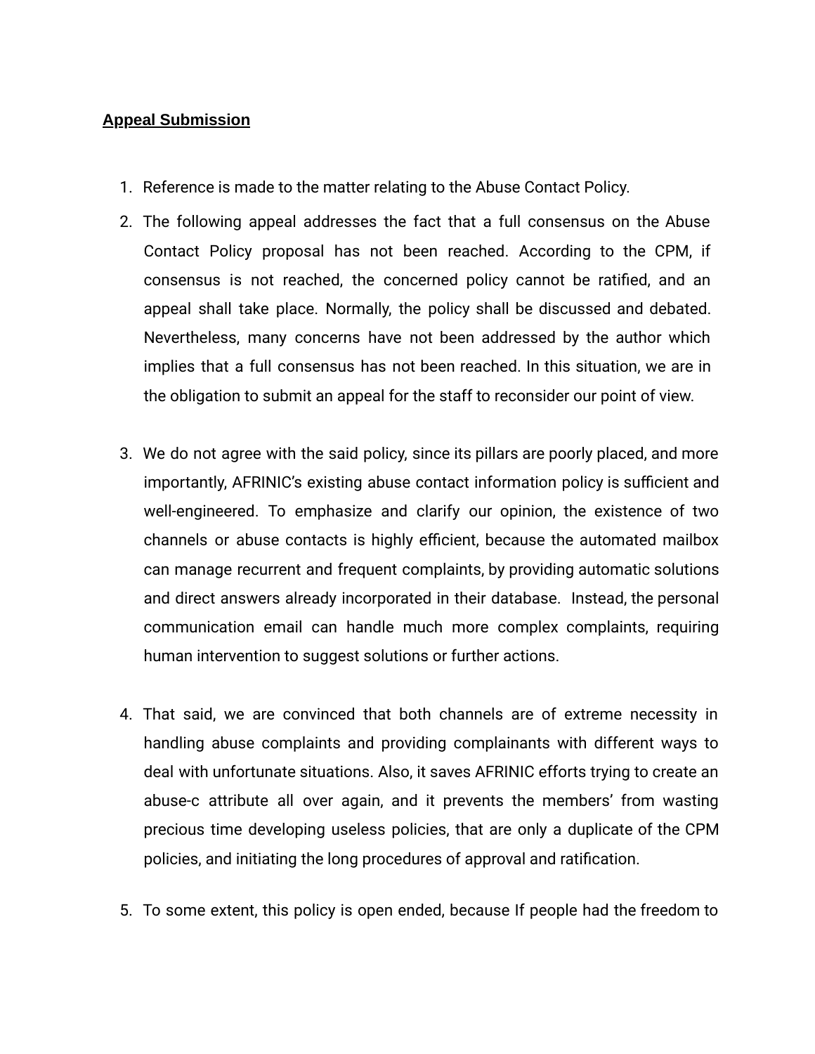**Appeal Submission**

1. Reference is made to the matter relating to the Abuse Contact Policy.
2. The following appeal addresses the fact that a full consensus on the Abuse Contact Policy proposal has not been reached. According to the CPM, if consensus is not reached, the concerned policy cannot be ratified, and an appeal shall take place. Normally, the policy shall be discussed and debated. Nevertheless, many concerns have not been addressed by the author which implies that a full consensus has not been reached. In this situation, we are in the obligation to submit an appeal for the staff to reconsider our point of view.

3. We do not agree with the said policy, since its pillars are poorly placed, and more importantly, AFRINIC's existing abuse contact information policy is sufficient and well-engineered. To emphasize and clarify our opinion, the existence of two channels or abuse contacts is highly efficient, because the automated mailbox can manage recurrent and frequent complaints, by providing automatic solutions and direct answers already incorporated in their database. Instead, the personal communication email can handle much more complex complaints, requiring human intervention to suggest solutions or further actions.

4. That said, we are convinced that both channels are of extreme necessity in handling abuse complaints and providing complainants with different ways to deal with unfortunate situations. Also, it saves AFRINIC efforts trying to create an abuse-c attribute all over again, and it prevents the members' from wasting precious time developing useless policies, that are only a duplicate of the CPM policies, and initiating the long procedures of approval and ratification.

5. To some extent, this policy is open ended, because If people had the freedom to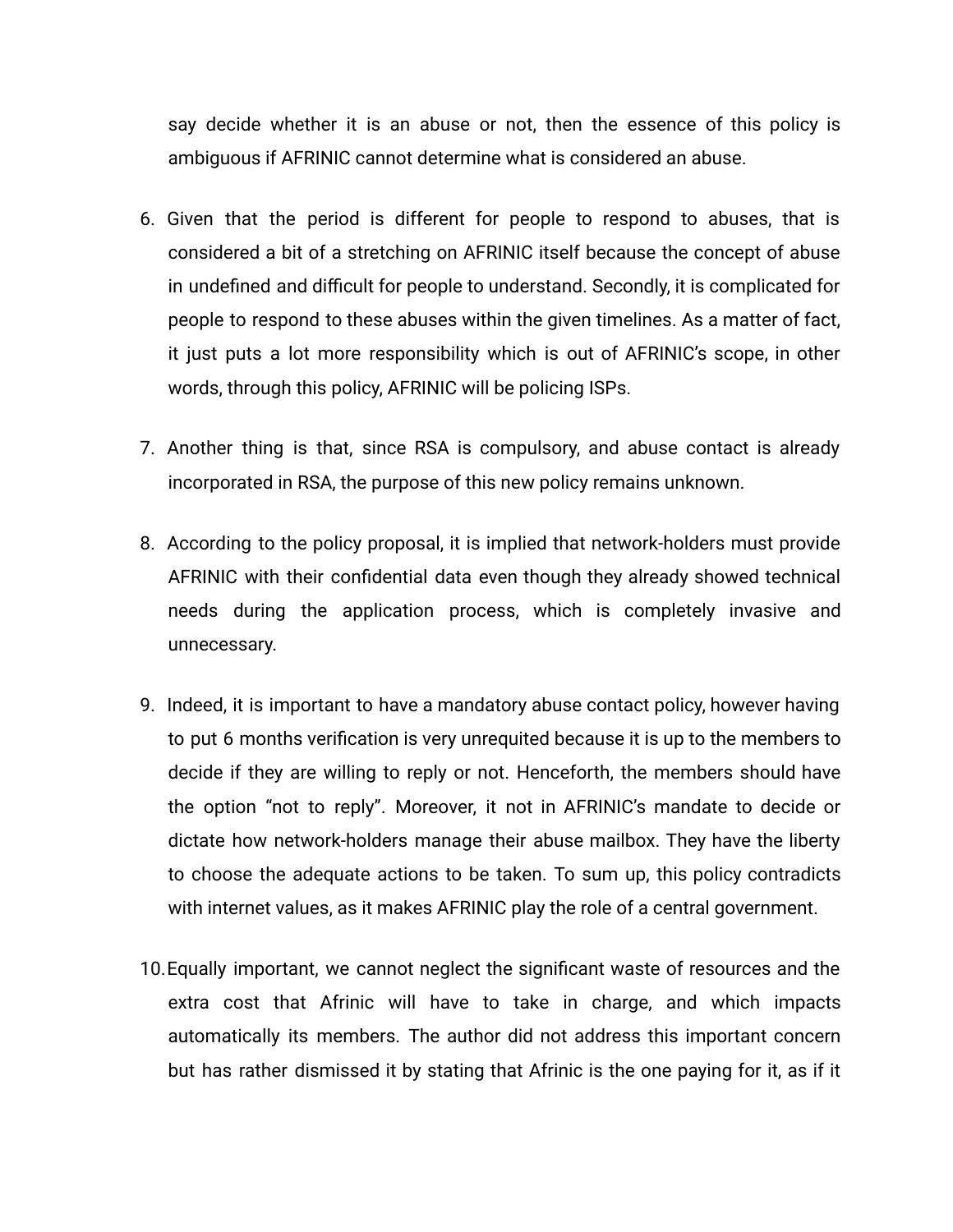say decide whether it is an abuse or not, then the essence of this policy is ambiguous if AFRINIC cannot determine what is considered an abuse.

6. Given that the period is different for people to respond to abuses, that is considered a bit of a stretching on AFRINIC itself because the concept of abuse in undefined and difficult for people to understand. Secondly, it is complicated for people to respond to these abuses within the given timelines. As a matter of fact, it just puts a lot more responsibility which is out of AFRINIC's scope, in other words, through this policy, AFRINIC will be policing ISPs.

7. Another thing is that, since RSA is compulsory, and abuse contact is already incorporated in RSA, the purpose of this new policy remains unknown.

8. According to the policy proposal, it is implied that network-holders must provide AFRINIC with their confidential data even though they already showed technical needs during the application process, which is completely invasive and unnecessary.

9. Indeed, it is important to have a mandatory abuse contact policy, however having to put 6 months verification is very unrequited because it is up to the members to decide if they are willing to reply or not. Henceforth, the members should have the option "not to reply". Moreover, it not in AFRINIC's mandate to decide or dictate how network-holders manage their abuse mailbox. They have the liberty to choose the adequate actions to be taken. To sum up, this policy contradicts with internet values, as it makes AFRINIC play the role of a central government.

10. Equally important, we cannot neglect the significant waste of resources and the extra cost that Afrinic will have to take in charge, and which impacts automatically its members. The author did not address this important concern but has rather dismissed it by stating that Afrinic is the one paying for it, as if it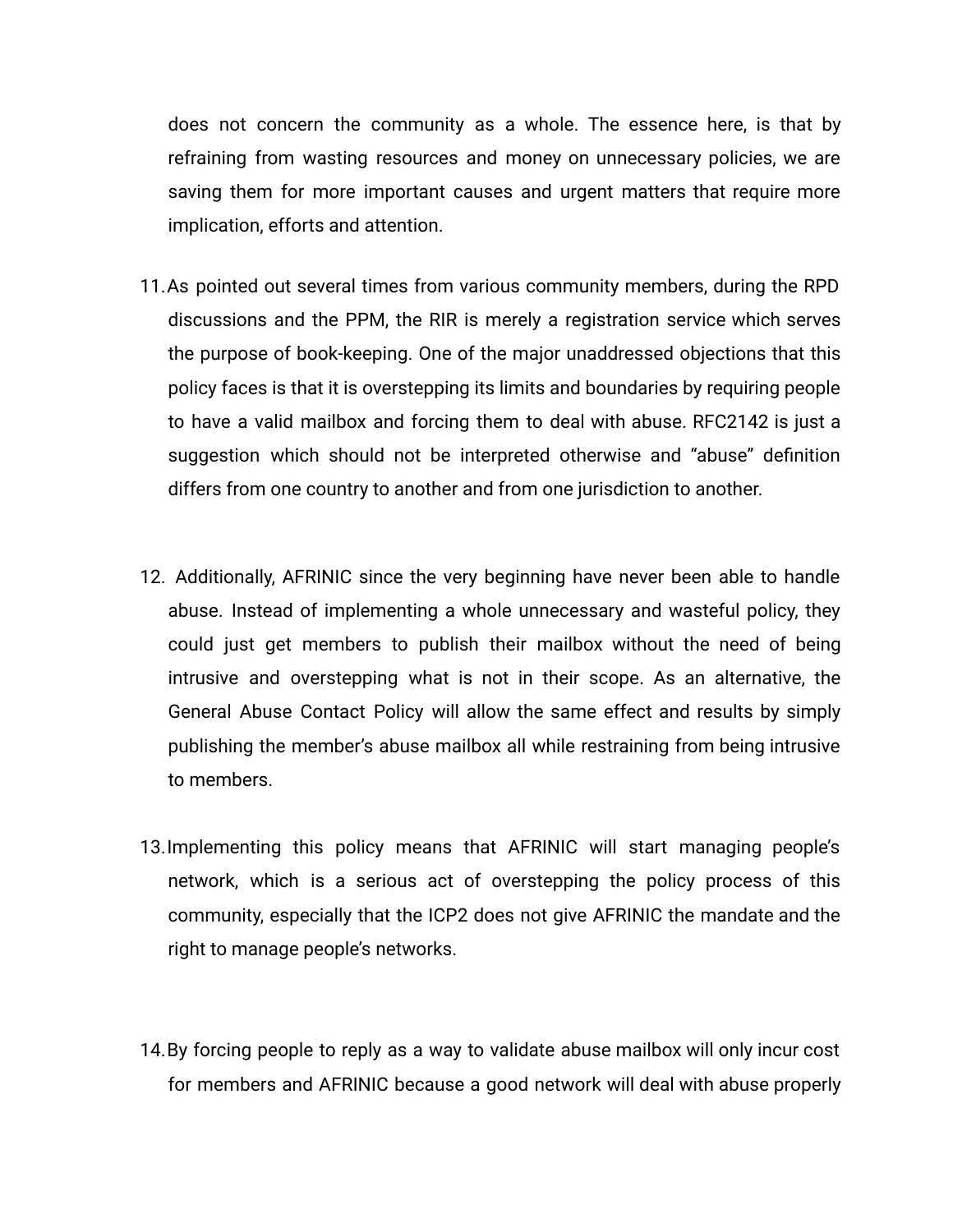does not concern the community as a whole. The essence here, is that by refraining from wasting resources and money on unnecessary policies, we are saving them for more important causes and urgent matters that require more implication, efforts and attention.

11. As pointed out several times from various community members, during the RPD discussions and the PPM, the RIR is merely a registration service which serves the purpose of book-keeping. One of the major unaddressed objections that this policy faces is that it is overstepping its limits and boundaries by requiring people to have a valid mailbox and forcing them to deal with abuse. RFC2142 is just a suggestion which should not be interpreted otherwise and "abuse" definition differs from one country to another and from one jurisdiction to another.

12. Additionally, AFRINIC since the very beginning have never been able to handle abuse. Instead of implementing a whole unnecessary and wasteful policy, they could just get members to publish their mailbox without the need of being intrusive and overstepping what is not in their scope. As an alternative, the General Abuse Contact Policy will allow the same effect and results by simply publishing the member's abuse mailbox all while restraining from being intrusive to members.

13. Implementing this policy means that AFRINIC will start managing people's network, which is a serious act of overstepping the policy process of this community, especially that the ICP2 does not give AFRINIC the mandate and the right to manage people's networks.

14. By forcing people to reply as a way to validate abuse mailbox will only incur cost for members and AFRINIC because a good network will deal with abuse properly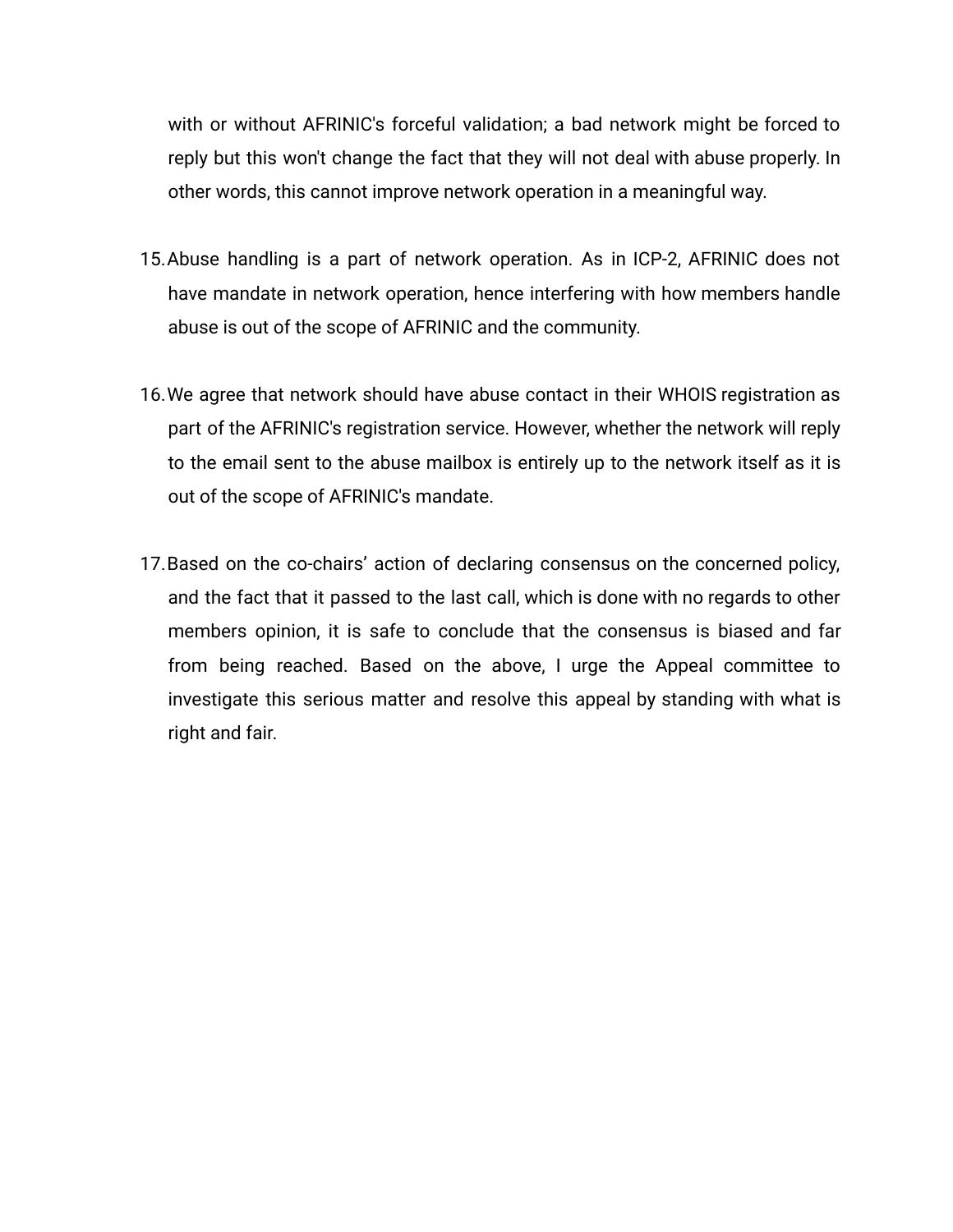with or without AFRINIC's forceful validation; a bad network might be forced to reply but this won't change the fact that they will not deal with abuse properly. In other words, this cannot improve network operation in a meaningful way.

15. Abuse handling is a part of network operation. As in ICP-2, AFRINIC does not have mandate in network operation, hence interfering with how members handle abuse is out of the scope of AFRINIC and the community.

16. We agree that network should have abuse contact in their WHOIS registration as part of the AFRINIC's registration service. However, whether the network will reply to the email sent to the abuse mailbox is entirely up to the network itself as it is out of the scope of AFRINIC's mandate.

17. Based on the co-chairs' action of declaring consensus on the concerned policy, and the fact that it passed to the last call, which is done with no regards to other members opinion, it is safe to conclude that the consensus is biased and far from being reached. Based on the above, I urge the Appeal committee to investigate this serious matter and resolve this appeal by standing with what is right and fair.